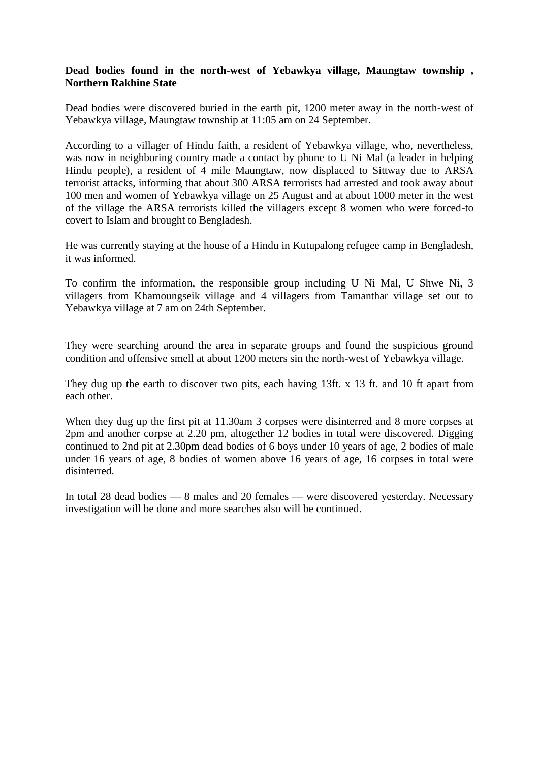**Dead bodies found in the north-west of Yebawkya village, Maungtaw township , Northern Rakhine State**

Dead bodies were discovered buried in the earth pit, 1200 meter away in the north-west of Yebawkya village, Maungtaw township at 11:05 am on 24 September.

According to a villager of Hindu faith, a resident of Yebawkya village, who, nevertheless, was now in neighboring country made a contact by phone to U Ni Mal (a leader in helping Hindu people), a resident of 4 mile Maungtaw, now displaced to Sittway due to ARSA terrorist attacks, informing that about 300 ARSA terrorists had arrested and took away about 100 men and women of Yebawkya village on 25 August and at about 1000 meter in the west of the village the ARSA terrorists killed the villagers except 8 women who were forced-to covert to Islam and brought to Bengladesh.

He was currently staying at the house of a Hindu in Kutupalong refugee camp in Bengladesh, it was informed.

To confirm the information, the responsible group including U Ni Mal, U Shwe Ni, 3 villagers from Khamoungseik village and 4 villagers from Tamanthar village set out to Yebawkya village at 7 am on 24th September.

They were searching around the area in separate groups and found the suspicious ground condition and offensive smell at about 1200 meters sin the north-west of Yebawkya village.

They dug up the earth to discover two pits, each having 13ft. x 13 ft. and 10 ft apart from each other.

When they dug up the first pit at 11.30am 3 corpses were disinterred and 8 more corpses at 2pm and another corpse at 2.20 pm, altogether 12 bodies in total were discovered. Digging continued to 2nd pit at 2.30pm dead bodies of 6 boys under 10 years of age, 2 bodies of male under 16 years of age, 8 bodies of women above 16 years of age, 16 corpses in total were disinterred.

In total 28 dead bodies — 8 males and 20 females — were discovered yesterday. Necessary investigation will be done and more searches also will be continued.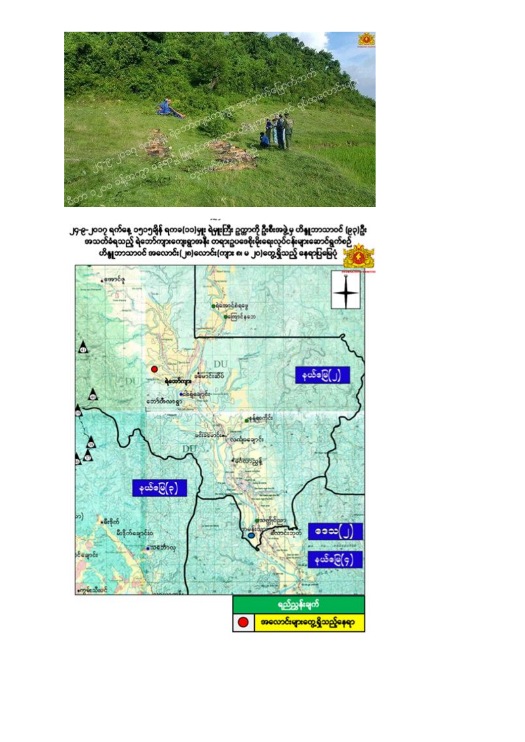၂၄-၉-၂၀၁၇ ရက်နေ့ ၁၅၁၅နာရီ ရတခ(၁၁)မှ ရဲမှူးကြီး ဥက္ကာကို ဦးစီးအဖွဲ့မှ ဟိန္ဒူဘာသာဝင် (၉၃)ဦး အသတ်ခံရသည့် ရဲဘော်ကျားကျေးရွာအနီး တရားဥပဒေစိုးမိုးရေးလုပ်ငန်းများဆောင်ရွက်စဉ် ဟိန္ဒူဘာသာဝင် အလောင်း(၂၈)လောင်း(ကျား ၈၊ မ ၂၀)တွေ့ရှိသည့် နေရာပြမြေပုံ